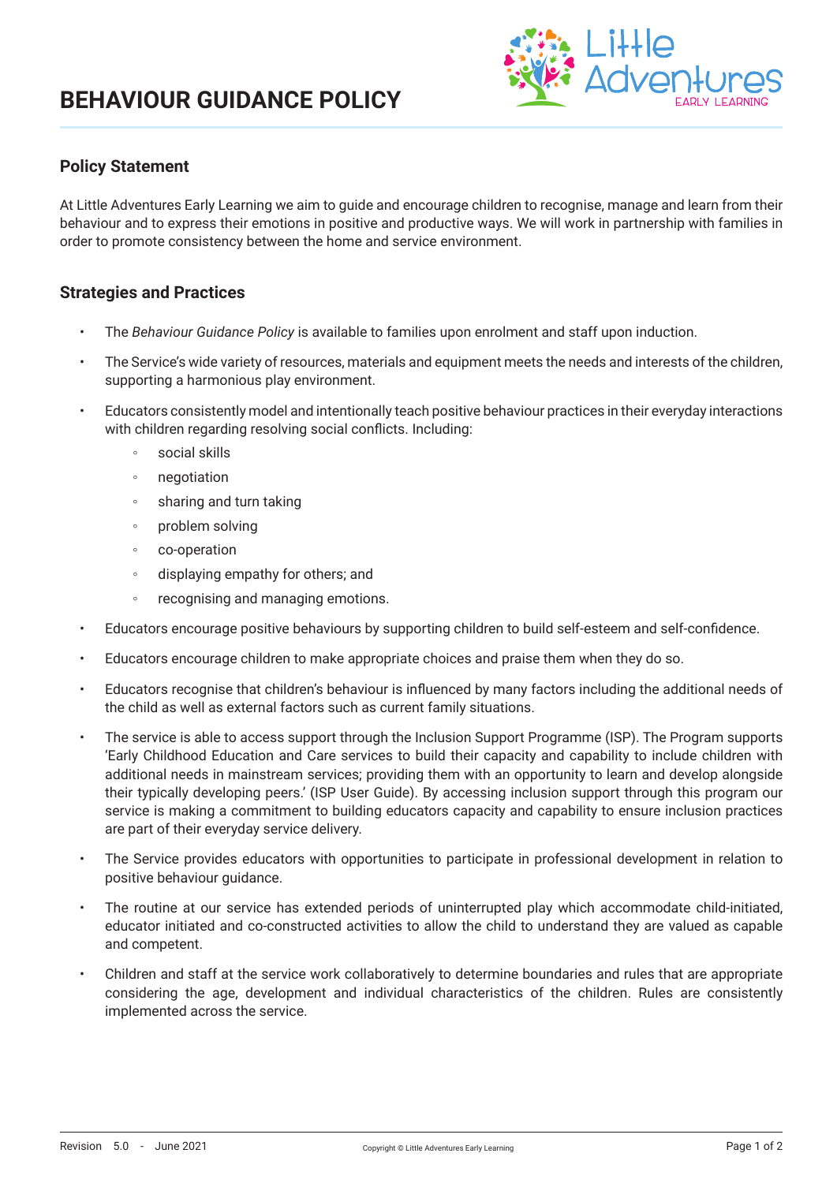# BEHAVIOUR GUIDANCE POLICY

## Policy Statement

At Little Adventures Early Learning we aim to guide and encourage children to recognise, manage and learn from their behaviour and to express their emotions in positive and productive ways. We will work in partnership with families in order to promote consistency between the home and service environment.

## Strategies and Practices

- The *Behaviour Guidance Policy* is available to families upon enrolment and staff upon induction.
- The Service's wide variety of resources, materials and equipment meets the needs and interests of the children, supporting a harmonious play environment.
- Educators consistently model and intentionally teach positive behaviour practices in their everyday interactions with children regarding resolving social conflicts. Including:
    - social skills
    - negotiation
    - sharing and turn taking
    - problem solving
    - co-operation
    - displaying empathy for others; and
    - recognising and managing emotions.
- Educators encourage positive behaviours by supporting children to build self-esteem and self-confidence.
- Educators encourage children to make appropriate choices and praise them when they do so.
- Educators recognise that children's behaviour is influenced by many factors including the additional needs of the child as well as external factors such as current family situations.
- The service is able to access support through the Inclusion Support Programme (ISP). The Program supports 'Early Childhood Education and Care services to build their capacity and capability to include children with additional needs in mainstream services; providing them with an opportunity to learn and develop alongside their typically developing peers.' (ISP User Guide). By accessing inclusion support through this program our service is making a commitment to building educators capacity and capability to ensure inclusion practices are part of their everyday service delivery.
- The Service provides educators with opportunities to participate in professional development in relation to positive behaviour guidance.
- The routine at our service has extended periods of uninterrupted play which accommodate child-initiated, educator initiated and co-constructed activities to allow the child to understand they are valued as capable and competent.
- Children and staff at the service work collaboratively to determine boundaries and rules that are appropriate considering the age, development and individual characteristics of the children. Rules are consistently implemented across the service.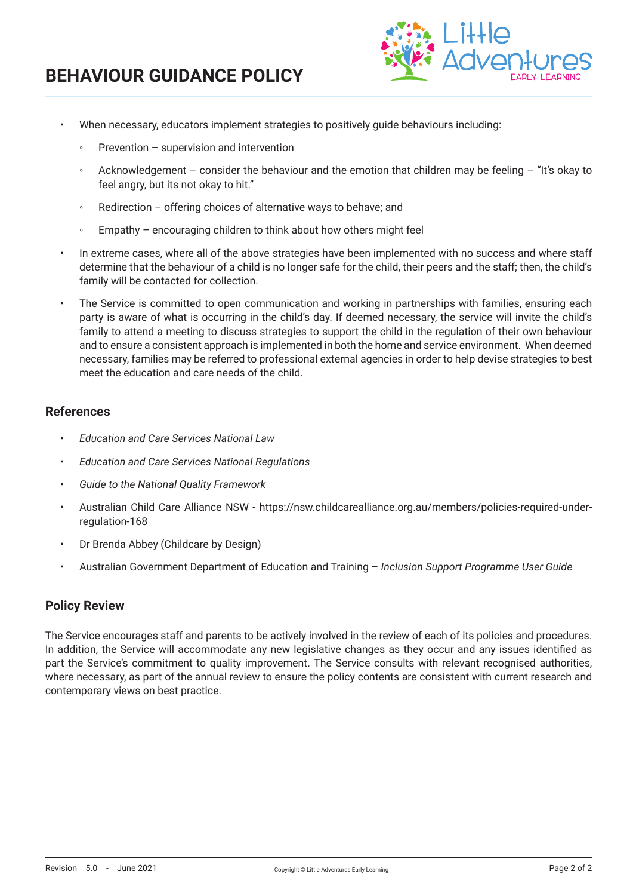- When necessary, educators implement strategies to positively guide behaviours including:
  - Prevention – supervision and intervention
  - Acknowledgement – consider the behaviour and the emotion that children may be feeling – "It's okay to feel angry, but its not okay to hit."
  - Redirection – offering choices of alternative ways to behave; and
  - Empathy – encouraging children to think about how others might feel
- In extreme cases, where all of the above strategies have been implemented with no success and where staff determine that the behaviour of a child is no longer safe for the child, their peers and the staff; then, the child's family will be contacted for collection.
- The Service is committed to open communication and working in partnerships with families, ensuring each party is aware of what is occurring in the child's day. If deemed necessary, the service will invite the child's family to attend a meeting to discuss strategies to support the child in the regulation of their own behaviour and to ensure a consistent approach is implemented in both the home and service environment. When deemed necessary, families may be referred to professional external agencies in order to help devise strategies to best meet the education and care needs of the child.

## References

- *Education and Care Services National Law*
- *Education and Care Services National Regulations*
- *Guide to the National Quality Framework*
- Australian Child Care Alliance NSW - https://nsw.childcarealliance.org.au/members/policies-required-under-regulation-168
- Dr Brenda Abbey (Childcare by Design)
- Australian Government Department of Education and Training – *Inclusion Support Programme User Guide*

## Policy Review

The Service encourages staff and parents to be actively involved in the review of each of its policies and procedures. In addition, the Service will accommodate any new legislative changes as they occur and any issues identified as part the Service's commitment to quality improvement. The Service consults with relevant recognised authorities, where necessary, as part of the annual review to ensure the policy contents are consistent with current research and contemporary views on best practice.